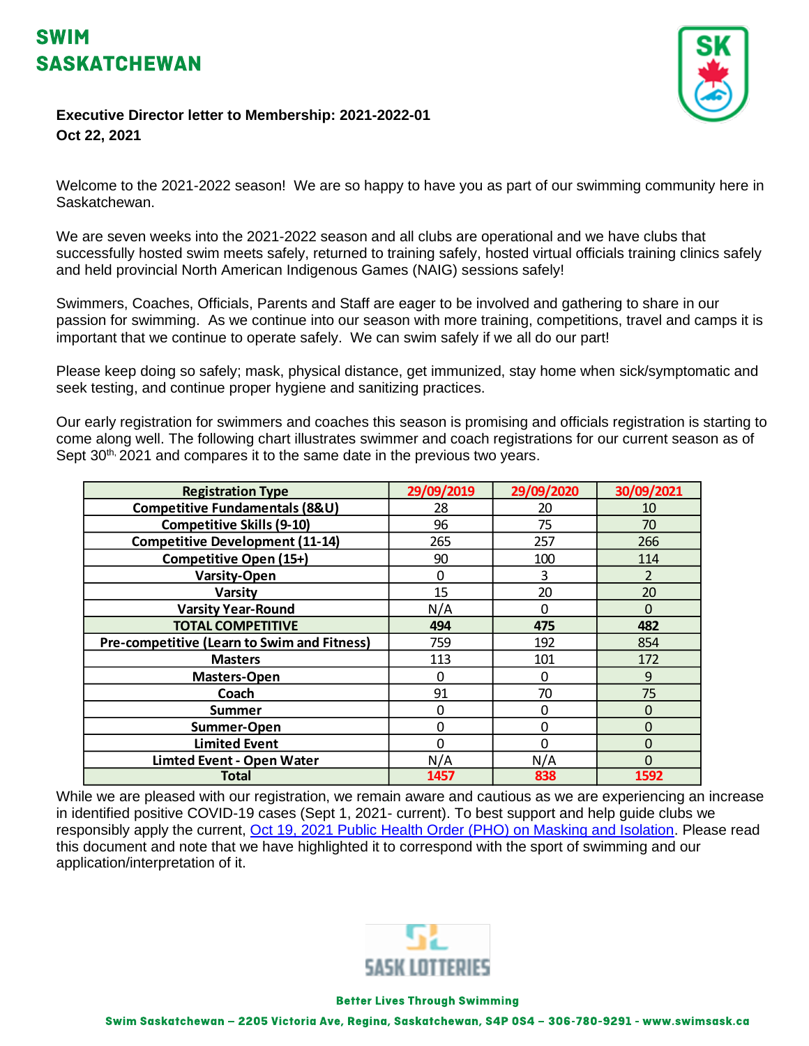# SWIM SASKATCHEWAN

**Executive Director letter to Membership: 2021-2022-01**
**Oct 22, 2021**

Welcome to the 2021-2022 season! We are so happy to have you as part of our swimming community here in Saskatchewan.

We are seven weeks into the 2021-2022 season and all clubs are operational and we have clubs that successfully hosted swim meets safely, returned to training safely, hosted virtual officials training clinics safely and held provincial North American Indigenous Games (NAIG) sessions safely!

Swimmers, Coaches, Officials, Parents and Staff are eager to be involved and gathering to share in our passion for swimming. As we continue into our season with more training, competitions, travel and camps it is important that we continue to operate safely. We can swim safely if we all do our part!

Please keep doing so safely; mask, physical distance, get immunized, stay home when sick/symptomatic and seek testing, and continue proper hygiene and sanitizing practices.

Our early registration for swimmers and coaches this season is promising and officials registration is starting to come along well. The following chart illustrates swimmer and coach registrations for our current season as of Sept 30th, 2021 and compares it to the same date in the previous two years.

| Registration Type | 29/09/2019 | 29/09/2020 | 30/09/2021 |
|---|---|---|---|
| Competitive Fundamentals (8&U) | 28 | 20 | 10 |
| Competitive Skills (9-10) | 96 | 75 | 70 |
| Competitive Development (11-14) | 265 | 257 | 266 |
| Competitive Open (15+) | 90 | 100 | 114 |
| Varsity-Open | 0 | 3 | 2 |
| Varsity | 15 | 20 | 20 |
| Varsity Year-Round | N/A | 0 | 0 |
| **TOTAL COMPETITIVE** | **494** | **475** | **482** |
| Pre-competitive (Learn to Swim and Fitness) | 759 | 192 | 854 |
| Masters | 113 | 101 | 172 |
| Masters-Open | 0 | 0 | 9 |
| Coach | 91 | 70 | 75 |
| Summer | 0 | 0 | 0 |
| Summer-Open | 0 | 0 | 0 |
| Limited Event | 0 | 0 | 0 |
| Limted Event - Open Water | N/A | N/A | 0 |
| **Total** | **1457** | **838** | **1592** |

While we are pleased with our registration, we remain aware and cautious as we are experiencing an increase in identified positive COVID-19 cases (Sept 1, 2021- current). To best support and help guide clubs we responsibly apply the current, Oct 19, 2021 Public Health Order (PHO) on Masking and Isolation. Please read this document and note that we have highlighted it to correspond with the sport of swimming and our application/interpretation of it.

Better Lives Through Swimming

Swim Saskatchewan – 2205 Victoria Ave, Regina, Saskatchewan, S4P 0S4 – 306-780-9291 - www.swimsask.ca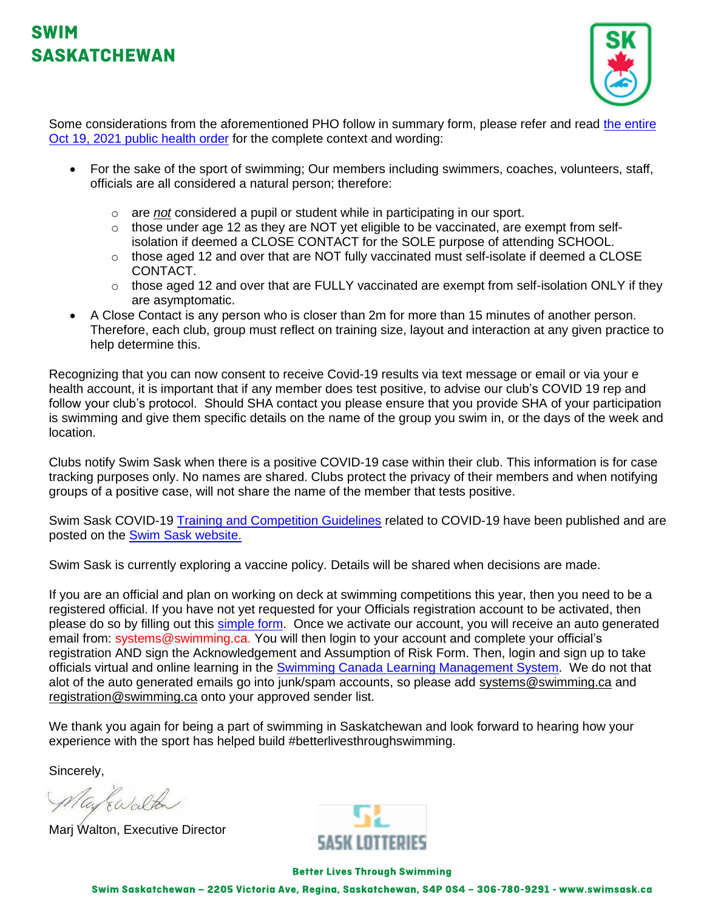Some considerations from the aforementioned PHO follow in summary form, please refer and read the entire Oct 19, 2021 public health order for the complete context and wording:

- For the sake of the sport of swimming; Our members including swimmers, coaches, volunteers, staff, officials are all considered a natural person; therefore:
  - are *not* considered a pupil or student while in participating in our sport.
  - those under age 12 as they are NOT yet eligible to be vaccinated, are exempt from self-isolation if deemed a CLOSE CONTACT for the SOLE purpose of attending SCHOOL.
  - those aged 12 and over that are NOT fully vaccinated must self-isolate if deemed a CLOSE CONTACT.
  - those aged 12 and over that are FULLY vaccinated are exempt from self-isolation ONLY if they are asymptomatic.
- A Close Contact is any person who is closer than 2m for more than 15 minutes of another person. Therefore, each club, group must reflect on training size, layout and interaction at any given practice to help determine this.

Recognizing that you can now consent to receive Covid-19 results via text message or email or via your e health account, it is important that if any member does test positive, to advise our club's COVID 19 rep and follow your club's protocol. Should SHA contact you please ensure that you provide SHA of your participation is swimming and give them specific details on the name of the group you swim in, or the days of the week and location.

Clubs notify Swim Sask when there is a positive COVID-19 case within their club. This information is for case tracking purposes only. No names are shared. Clubs protect the privacy of their members and when notifying groups of a positive case, will not share the name of the member that tests positive.

Swim Sask COVID-19 Training and Competition Guidelines related to COVID-19 have been published and are posted on the Swim Sask website.

Swim Sask is currently exploring a vaccine policy. Details will be shared when decisions are made.

If you are an official and plan on working on deck at swimming competitions this year, then you need to be a registered official. If you have not yet requested for your Officials registration account to be activated, then please do so by filling out this simple form. Once we activate our account, you will receive an auto generated email from: systems@swimming.ca. You will then login to your account and complete your official's registration AND sign the Acknowledgement and Assumption of Risk Form. Then, login and sign up to take officials virtual and online learning in the Swimming Canada Learning Management System. We do not that alot of the auto generated emails go into junk/spam accounts, so please add systems@swimming.ca and registration@swimming.ca onto your approved sender list.

We thank you again for being a part of swimming in Saskatchewan and look forward to hearing how your experience with the sport has helped build #betterlivesthroughswimming.

Sincerely,

Marj Walton, Executive Director